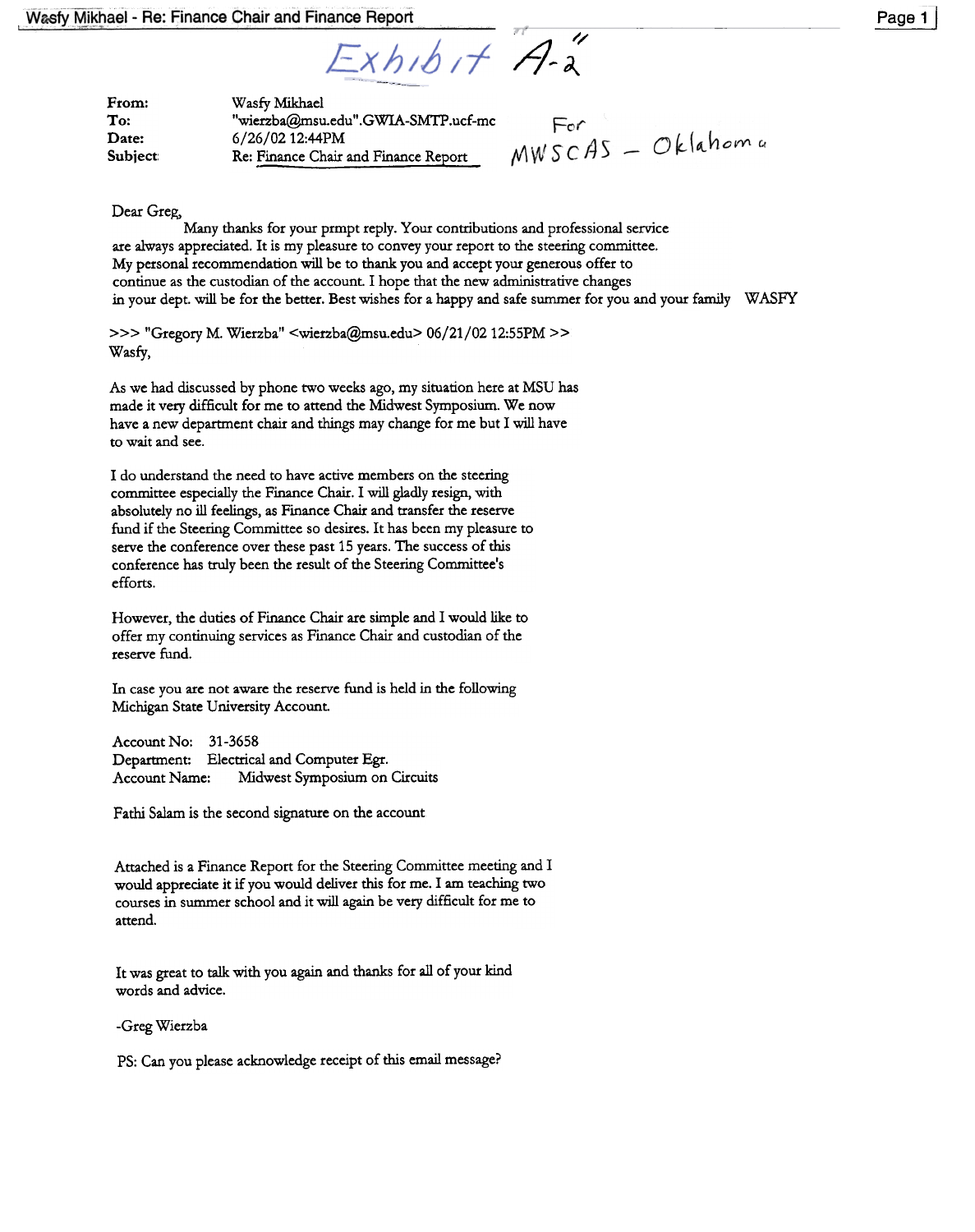Wasfy Mikhael - Re: Finance Chair and Finance Report

Exhibit "A-2"

For MWSCAS – Oklahoma

|  |  |
|---|---|
| **From:** | Wasfy Mikhael |
| **To:** | "wierzba@msu.edu".GWIA-SMTP.ucf-mc |
| **Date:** | 6/26/02 12:44PM |
| **Subject:** | Re: Finance Chair and Finance Report |

Dear Greg,

Many thanks for your prmpt reply. Your contributions and professional service are always appreciated. It is my pleasure to convey your report to the steering committee. My personal recommendation will be to thank you and accept your generous offer to continue as the custodian of the account. I hope that the new administrative changes in your dept. will be for the better. Best wishes for a happy and safe summer for you and your family WASFY

>>> "Gregory M. Wierzba" <wierzba@msu.edu> 06/21/02 12:55PM >>>
Wasfy,

As we had discussed by phone two weeks ago, my situation here at MSU has made it very difficult for me to attend the Midwest Symposium. We now have a new department chair and things may change for me but I will have to wait and see.

I do understand the need to have active members on the steering committee especially the Finance Chair. I will gladly resign, with absolutely no ill feelings, as Finance Chair and transfer the reserve fund if the Steering Committee so desires. It has been my pleasure to serve the conference over these past 15 years. The success of this conference has truly been the result of the Steering Committee's efforts.

However, the duties of Finance Chair are simple and I would like to offer my continuing services as Finance Chair and custodian of the reserve fund.

In case you are not aware the reserve fund is held in the following Michigan State University Account.

Account No: 31-3658
Department: Electrical and Computer Egr.
Account Name: Midwest Symposium on Circuits

Fathi Salam is the second signature on the account

Attached is a Finance Report for the Steering Committee meeting and I would appreciate it if you would deliver this for me. I am teaching two courses in summer school and it will again be very difficult for me to attend.

It was great to talk with you again and thanks for all of your kind words and advice.

-Greg Wierzba

PS: Can you please acknowledge receipt of this email message?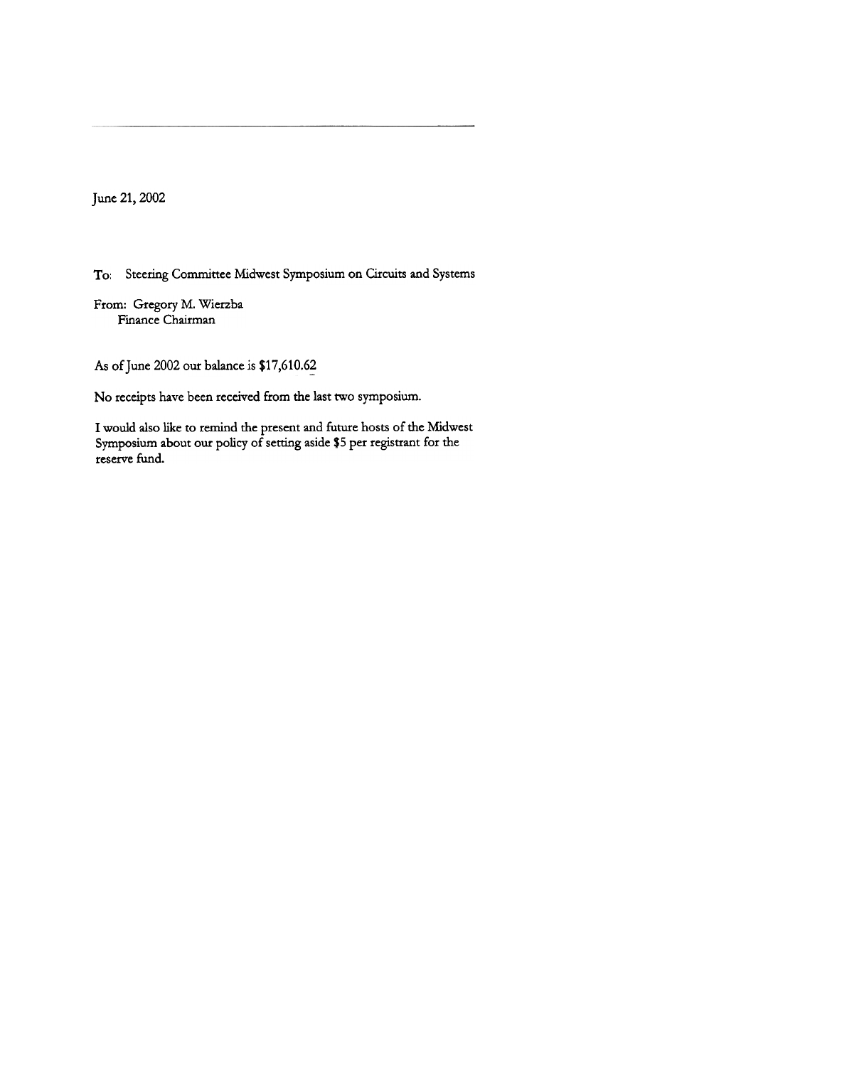June 21, 2002

To: Steering Committee Midwest Symposium on Circuits and Systems

From: Gregory M. Wierzba
Finance Chairman

As of June 2002 our balance is $17,610.62

No receipts have been received from the last two symposium.

I would also like to remind the present and future hosts of the Midwest Symposium about our policy of setting aside $5 per registrant for the reserve fund.